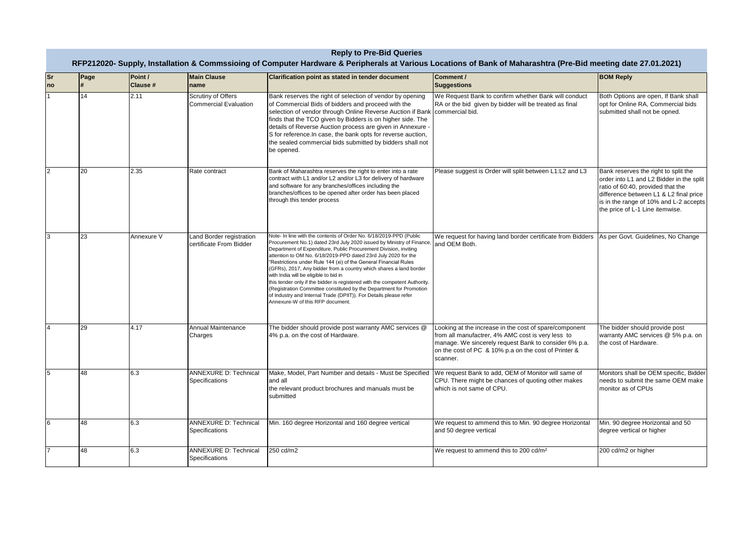## Reply to Pre-Bid Queries

### RFP212020- Supply, Installation & Commssioing of Computer Hardware & Peripherals at Various Locations of Bank of Maharashtra (Pre-Bid meeting date 27.01.2021)

| Sr no | Page # | Point / Clause # | Main Clause name | Clarification point as stated in tender document | Comment / Suggestions | BOM Reply |
|---|---|---|---|---|---|---|
| 1 | 14 | 2.11 | Scrutiny of Offers Commercial Evaluation | Bank reserves the right of selection of vendor by opening of Commercial Bids of bidders and proceed with the selection of vendor through Online Reverse Auction if Bank finds that the TCO given by Bidders is on higher side. The details of Reverse Auction process are given in Annexure - S for reference.In case, the bank opts for reverse auction, the sealed commercial bids submitted by bidders shall not be opened. | We Request Bank to confirm whether Bank will conduct RA or the bid given by bidder will be treated as final commercial bid. | Both Options are open, If Bank shall opt for Online RA, Commercial bids submitted shall not be opned. |
| 2 | 20 | 2.35 | Rate contract | Bank of Maharashtra reserves the right to enter into a rate contract with L1 and/or L2 and/or L3 for delivery of hardware and software for any branches/offices including the branches/offices to be opened after order has been placed through this tender process | Please suggest is Order will split between L1:L2 and L3 | Bank reserves the right to split the order into L1 and L2 Bidder in the split ratio of 60:40, provided that the difference between L1 & L2 final price is in the range of 10% and L-2 accepts the price of L-1 Line itemwise. |
| 3 | 23 | Annexure V | Land Border registration certificate From Bidder | Note- In line with the contents of Order No. 6/18/2019-PPD (Public Procurement No.1) dated 23rd July 2020 issued by Ministry of Finance, Department of Expenditure, Public Procurement Division, inviting attention to OM No. 6/18/2019-PPD dated 23rd July 2020 for the "Restrictions under Rule 144 (xi) of the General Financial Rules (GFRs), 2017, Any bidder from a country which shares a land border with India will be eligible to bid in this tender only if the bidder is registered with the competent Authority. (Registration Committee constituted by the Department for Promotion of Industry and Internal Trade (DPIIT)). For Details please refer Annexure-W of this RFP document. | We request for having land border certificate from Bidders and OEM Both. | As per Govt. Guidelines, No Change |
| 4 | 29 | 4.17 | Annual Maintenance Charges | The bidder should provide post warranty AMC services @ 4% p.a. on the cost of Hardware. | Looking at the increase in the cost of spare/component from all manufactrer, 4% AMC cost is very less to manage. We sincerely request Bank to consider 6% p.a. on the cost of PC & 10% p.a on the cost of Printer & scanner. | The bidder should provide post warranty AMC services @ 5% p.a. on the cost of Hardware. |
| 5 | 48 | 6.3 | ANNEXURE D: Technical Specifications | Make, Model, Part Number and details - Must be Specified and all the relevant product brochures and manuals must be submitted | We Request Bank to add, OEM of Monitor will same of CPU. There might be chances of quoting other makes which is not same of CPU. | Monitors shall be OEM specific, Bidder needs to submit the same OEM make monitor as of CPUs |
| 6 | 48 | 6.3 | ANNEXURE D: Technical Specifications | Min. 160 degree Horizontal and 160 degree vertical | We request to ammend this to Min. 90 degree Horizontal and 50 degree vertical | Min. 90 degree Horizontal and 50 degree vertical or higher |
| 7 | 48 | 6.3 | ANNEXURE D: Technical Specifications | 250 cd/m2 | We request to ammend this to 200 cd/m² | 200 cd/m2 or higher |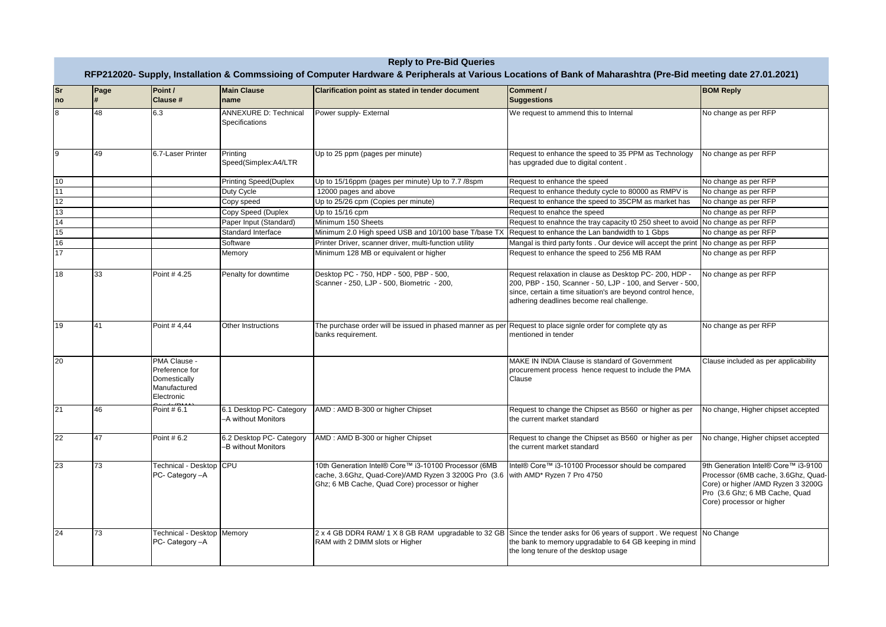# Reply to Pre-Bid Queries

## RFP212020- Supply, Installation & Commssioing of Computer Hardware & Peripherals at Various Locations of Bank of Maharashtra (Pre-Bid meeting date 27.01.2021)

| Sr no | Page # | Point / Clause # | Main Clause name | Clarification point as stated in tender document | Comment / Suggestions | BOM Reply |
|---|---|---|---|---|---|---|
| 8 | 48 | 6.3 | ANNEXURE D: Technical Specifications | Power supply- External | We request to ammend this to Internal | No change as per RFP |
| 9 | 49 | 6.7-Laser Printer | Printing Speed(Simplex:A4/LTR | Up to 25 ppm (pages per minute) | Request to enhance the speed to 35 PPM as Technology has upgraded due to digital content . | No change as per RFP |
| 10 | | | Printing Speed(Duplex | Up to 15/16ppm (pages per minute) Up to 7.7 /8spm | Request to enhance the speed | No change as per RFP |
| 11 | | | Duty Cycle | 12000 pages and above | Request to enhance theduty cycle to 80000 as RMPV is | No change as per RFP |
| 12 | | | Copy speed | Up to 25/26 cpm (Copies per minute) | Request to enhance the speed to 35CPM as market has | No change as per RFP |
| 13 | | | Copy Speed (Duplex | Up to 15/16 cpm | Request to enahce the speed | No change as per RFP |
| 14 | | | Paper Input (Standard) | Minimum 150 Sheets | Request to enahnce the tray capacity t0 250 sheet to avoid | No change as per RFP |
| 15 | | | Standard Interface | Minimum 2.0 High speed USB and 10/100 base T/base TX | Request to enhance the Lan bandwidth to 1 Gbps | No change as per RFP |
| 16 | | | Software | Printer Driver, scanner driver, multi-function utility | Mangal is third party fonts . Our device will accept the print | No change as per RFP |
| 17 | | | Memory | Minimum 128 MB or equivalent or higher | Request to enhance the speed to 256 MB RAM | No change as per RFP |
| 18 | 33 | Point # 4.25 | Penalty for downtime | Desktop PC - 750, HDP - 500, PBP - 500, Scanner - 250, LJP - 500, Biometric - 200, | Request relaxation in clause as Desktop PC- 200, HDP - 200, PBP - 150, Scanner - 50, LJP - 100, and Server - 500, since, certain a time situation's are beyond control hence, adhering deadlines become real challenge. | No change as per RFP |
| 19 | 41 | Point # 4,44 | Other Instructions | The purchase order will be issued in phased manner as per banks requirement. | Request to place signle order for complete qty as mentioned in tender | No change as per RFP |
| 20 | | PMA Clause - Preference for Domestically Manufactured Electronic Goods (PMA) | | | MAKE IN INDIA Clause is standard of Government procurement process hence request to include the PMA Clause | Clause included as per applicability |
| 21 | 46 | Point # 6.1 | 6.1 Desktop PC- Category –A without Monitors | AMD : AMD B-300 or higher Chipset | Request to change the Chipset as B560 or higher as per the current market standard | No change, Higher chipset accepted |
| 22 | 47 | Point # 6.2 | 6.2 Desktop PC- Category –B without Monitors | AMD : AMD B-300 or higher Chipset | Request to change the Chipset as B560 or higher as per the current market standard | No change, Higher chipset accepted |
| 23 | 73 | Technical - Desktop PC- Category –A | CPU | 10th Generation Intel® Core™ i3-10100 Processor (6MB cache, 3.6Ghz, Quad-Core)/AMD Ryzen 3 3200G Pro (3.6 Ghz; 6 MB Cache, Quad Core) processor or higher | Intel® Core™ i3-10100 Processor should be compared with AMD* Ryzen 7 Pro 4750 | 9th Generation Intel® Core™ i3-9100 Processor (6MB cache, 3.6Ghz, Quad-Core) or higher /AMD Ryzen 3 3200G Pro (3.6 Ghz; 6 MB Cache, Quad Core) processor or higher |
| 24 | 73 | Technical - Desktop PC- Category –A | Memory | 2 x 4 GB DDR4 RAM/ 1 X 8 GB RAM upgradable to 32 GB RAM with 2 DIMM slots or Higher | Since the tender asks for 06 years of support . We request the bank to memory upgradable to 64 GB keeping in mind the long tenure of the desktop usage | No Change |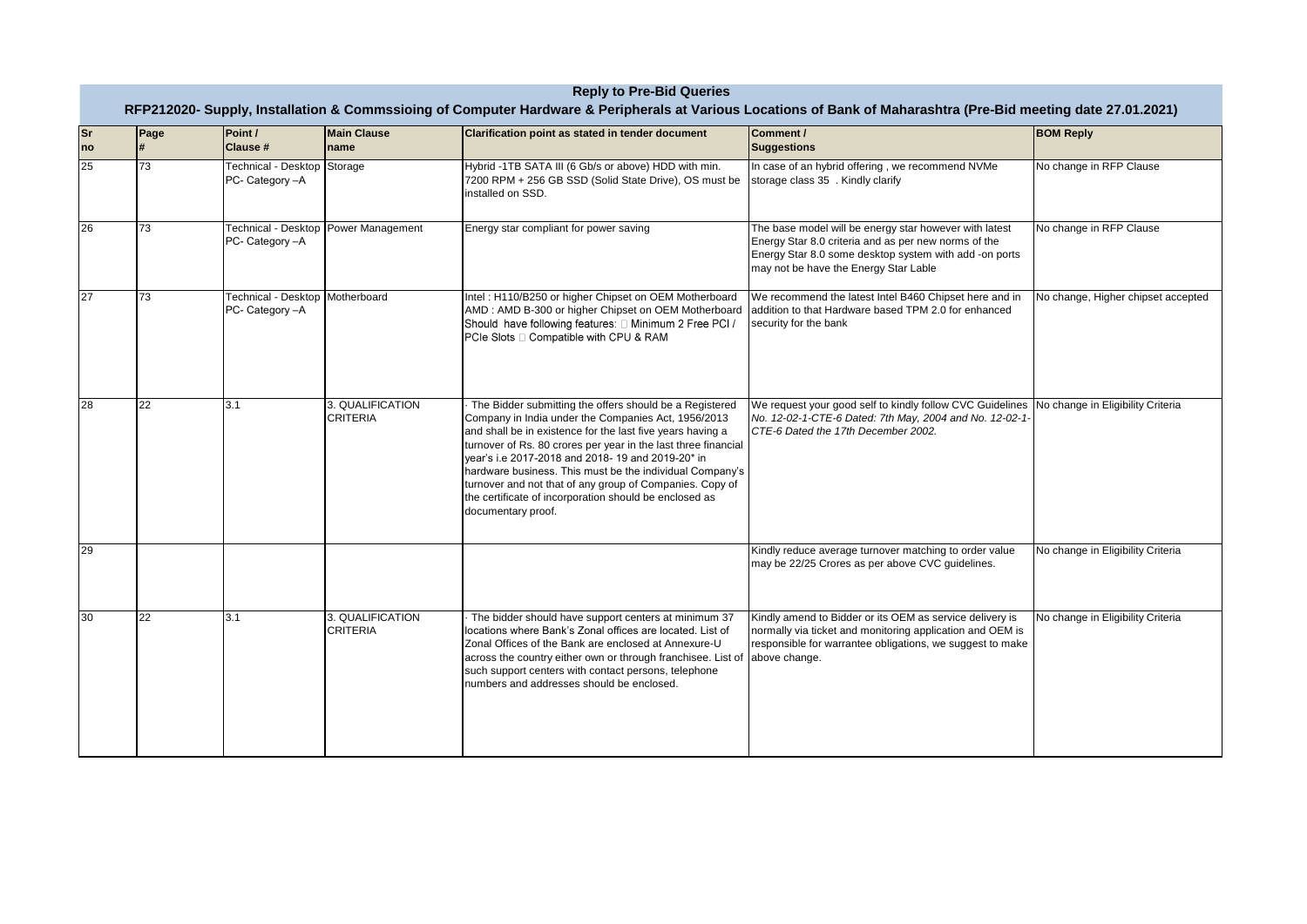# Reply to Pre-Bid Queries

## RFP212020- Supply, Installation & Commssioning of Computer Hardware & Peripherals at Various Locations of Bank of Maharashtra (Pre-Bid meeting date 27.01.2021)

| Sr no | Page # | Point / Clause # | Main Clause name | Clarification point as stated in tender document | Comment / Suggestions | BOM Reply |
|---|---|---|---|---|---|---|
| 25 | 73 | Technical - Desktop PC- Category –A | Storage | Hybrid -1TB SATA III (6 Gb/s or above) HDD with min. 7200 RPM + 256 GB SSD (Solid State Drive), OS must be installed on SSD. | In case of an hybrid offering , we recommend NVMe storage class 35 . Kindly clarify | No change in RFP Clause |
| 26 | 73 | Technical - Desktop PC- Category –A | Power Management | Energy star compliant for power saving | The base model will be energy star however with latest Energy Star 8.0 criteria and as per new norms of the Energy Star 8.0 some desktop system with add -on ports may not be have the Energy Star Lable | No change in RFP Clause |
| 27 | 73 | Technical - Desktop PC- Category –A | Motherboard | Intel : H110/B250 or higher Chipset on OEM Motherboard AMD : AMD B-300 or higher Chipset on OEM Motherboard Should have following features:  Minimum 2 Free PCI / PCIe Slots  Compatible with CPU & RAM | We recommend the latest Intel B460 Chipset here and in addition to that Hardware based TPM 2.0 for enhanced security for the bank | No change, Higher chipset accepted |
| 28 | 22 | 3.1 | 3. QUALIFICATION CRITERIA | · The Bidder submitting the offers should be a Registered Company in India under the Companies Act, 1956/2013 and shall be in existence for the last five years having a turnover of Rs. 80 crores per year in the last three financial year's i.e 2017-2018 and 2018- 19 and 2019-20* in hardware business. This must be the individual Company's turnover and not that of any group of Companies. Copy of the certificate of incorporation should be enclosed as documentary proof. | We request your good self to kindly follow CVC Guidelines *No. 12-02-1-CTE-6 Dated: 7th May, 2004 and No. 12-02-1-CTE-6 Dated the 17th December 2002.* | No change in Eligibility Criteria |
| 29 | | | | | Kindly reduce average turnover matching to order value may be 22/25 Crores as per above CVC guidelines. | No change in Eligibility Criteria |
| 30 | 22 | 3.1 | 3. QUALIFICATION CRITERIA | · The bidder should have support centers at minimum 37 locations where Bank's Zonal offices are located. List of Zonal Offices of the Bank are enclosed at Annexure-U across the country either own or through franchisee. List of such support centers with contact persons, telephone numbers and addresses should be enclosed. | Kindly amend to Bidder or its OEM as service delivery is normally via ticket and monitoring application and OEM is responsible for warrantee obligations, we suggest to make above change. | No change in Eligibility Criteria |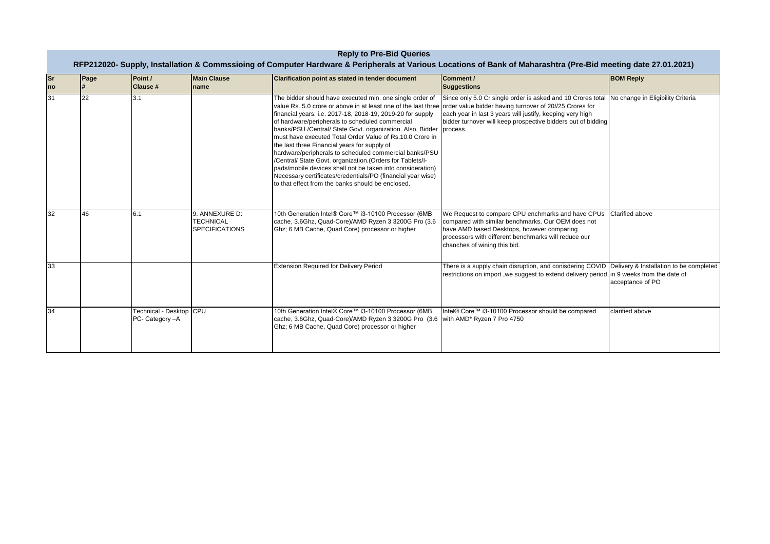# Reply to Pre-Bid Queries

## RFP212020- Supply, Installation & Commssioing of Computer Hardware & Peripherals at Various Locations of Bank of Maharashtra (Pre-Bid meeting date 27.01.2021)

| Sr no | Page # | Point / Clause # | Main Clause name | Clarification point as stated in tender document | Comment / Suggestions | BOM Reply |
|---|---|---|---|---|---|---|
| 31 | 22 | 3.1 | | The bidder should have executed min. one single order of value Rs. 5.0 crore or above in at least one of the last three financial years. i.e. 2017-18, 2018-19, 2019-20 for supply of hardware/peripherals to scheduled commercial banks/PSU /Central/ State Govt. organization. Also, Bidder must have executed Total Order Value of Rs.10.0 Crore in the last three Financial years for supply of hardware/peripherals to scheduled commercial banks/PSU /Central/ State Govt. organization.(Orders for Tablets/I-pads/mobile devices shall not be taken into consideration) Necessary certificates/credentials/PO (financial year wise) to that effect from the banks should be enclosed. | Since only 5.0 Cr single order is asked and 10 Crores total order value bidder having turnover of 20//25 Crores for each year in last 3 years will justify, keeping very high bidder turnover will keep prospective bidders out of bidding process. | No change in Eligibility Criteria |
| 32 | 46 | 6.1 | 9. ANNEXURE D: TECHNICAL SPECIFICATIONS | 10th Generation Intel® Core™ i3-10100 Processor (6MB cache, 3.6Ghz, Quad-Core)/AMD Ryzen 3 3200G Pro (3.6 Ghz; 6 MB Cache, Quad Core) processor or higher | We Request to compare CPU enchmarks and have CPUs compared with similar benchmarks. Our OEM does not have AMD based Desktops, however comparing processors with different benchmarks will reduce our chanches of wining this bid. | Clarified above |
| 33 | | | | Extension Required for Delivery Period | There is a supply chain disruption, and conisdering COVID restrictions on import ,we suggest to extend delivery period | Delivery & Installation to be completed in 9 weeks from the date of acceptance of PO |
| 34 | | Technical - Desktop PC- Category –A | CPU | 10th Generation Intel® Core™ i3-10100 Processor (6MB cache, 3.6Ghz, Quad-Core)/AMD Ryzen 3 3200G Pro (3.6 Ghz; 6 MB Cache, Quad Core) processor or higher | Intel® Core™ i3-10100 Processor should be compared with AMD* Ryzen 7 Pro 4750 | clarified above |